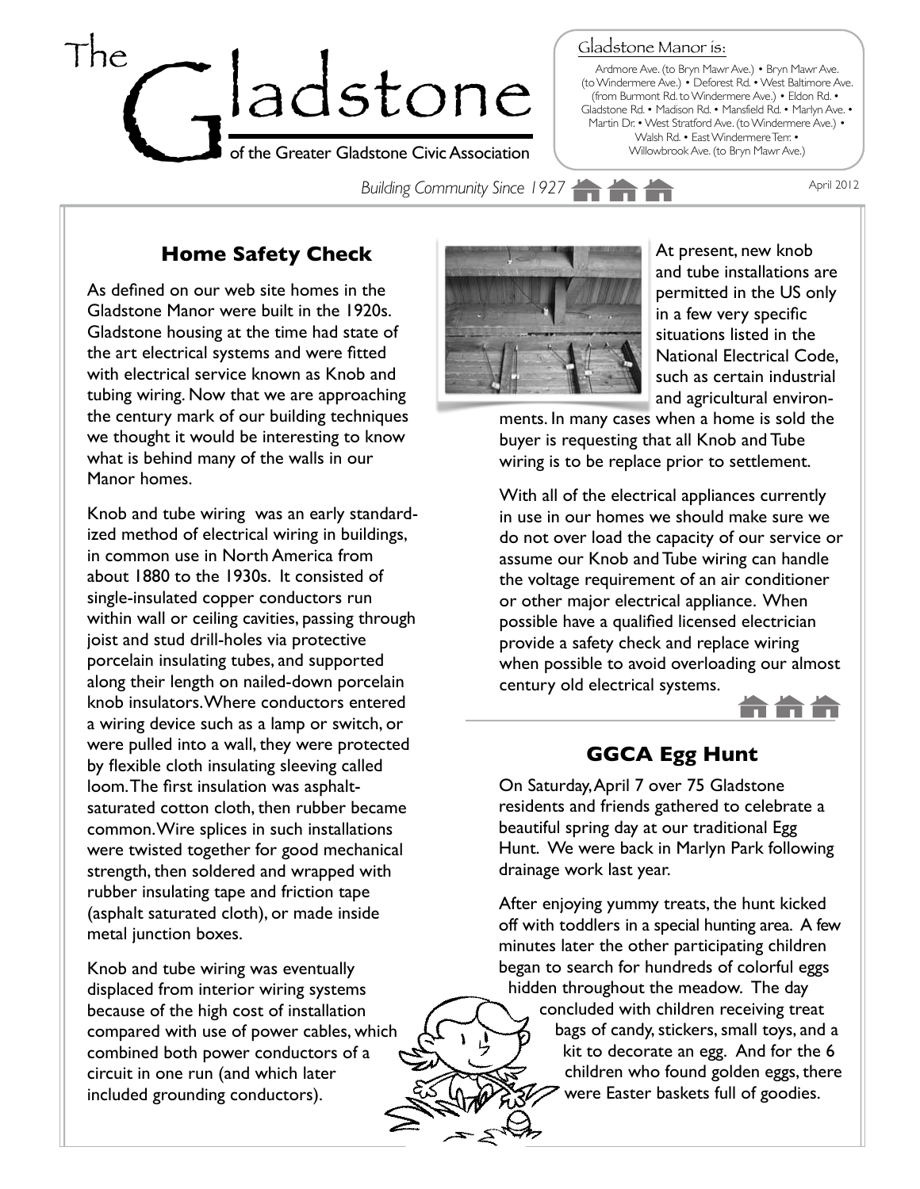# The Gladstone

of the Greater Gladstone Civic Association

Gladstone Manor is:

Ardmore Ave. (to Bryn Mawr Ave.) • Bryn Mawr Ave. (to Windermere Ave.) • Deforest Rd. • West Baltimore Ave. (from Burmont Rd. to Windermere Ave.) • Eldon Rd. • Gladstone Rd. • Madison Rd. • Mansfield Rd. • Marlyn Ave. • Martin Dr. • West Stratford Ave. (to Windermere Ave.) • Walsh Rd. • East Windermere Terr. • Willowbrook Ave. (to Bryn Mawr Ave.)

*Building Community Since 1927*

April 2012

## Home Safety Check

As defined on our web site homes in the Gladstone Manor were built in the 1920s. Gladstone housing at the time had state of the art electrical systems and were fitted with electrical service known as Knob and tubing wiring. Now that we are approaching the century mark of our building techniques we thought it would be interesting to know what is behind many of the walls in our Manor homes.

Knob and tube wiring was an early standardized method of electrical wiring in buildings, in common use in North America from about 1880 to the 1930s. It consisted of single-insulated copper conductors run within wall or ceiling cavities, passing through joist and stud drill-holes via protective porcelain insulating tubes, and supported along their length on nailed-down porcelain knob insulators. Where conductors entered a wiring device such as a lamp or switch, or were pulled into a wall, they were protected by flexible cloth insulating sleeving called loom. The first insulation was asphalt-saturated cotton cloth, then rubber became common. Wire splices in such installations were twisted together for good mechanical strength, then soldered and wrapped with rubber insulating tape and friction tape (asphalt saturated cloth), or made inside metal junction boxes.

Knob and tube wiring was eventually displaced from interior wiring systems because of the high cost of installation compared with use of power cables, which combined both power conductors of a circuit in one run (and which later included grounding conductors).

At present, new knob and tube installations are permitted in the US only in a few very specific situations listed in the National Electrical Code, such as certain industrial and agricultural environments. In many cases when a home is sold the buyer is requesting that all Knob and Tube wiring is to be replace prior to settlement.

With all of the electrical appliances currently in use in our homes we should make sure we do not over load the capacity of our service or assume our Knob and Tube wiring can handle the voltage requirement of an air conditioner or other major electrical appliance. When possible have a qualified licensed electrician provide a safety check and replace wiring when possible to avoid overloading our almost century old electrical systems.

## GGCA Egg Hunt

On Saturday, April 7 over 75 Gladstone residents and friends gathered to celebrate a beautiful spring day at our traditional Egg Hunt. We were back in Marlyn Park following drainage work last year.

After enjoying yummy treats, the hunt kicked off with toddlers in a special hunting area. A few minutes later the other participating children began to search for hundreds of colorful eggs hidden throughout the meadow. The day concluded with children receiving treat bags of candy, stickers, small toys, and a kit to decorate an egg. And for the 6 children who found golden eggs, there were Easter baskets full of goodies.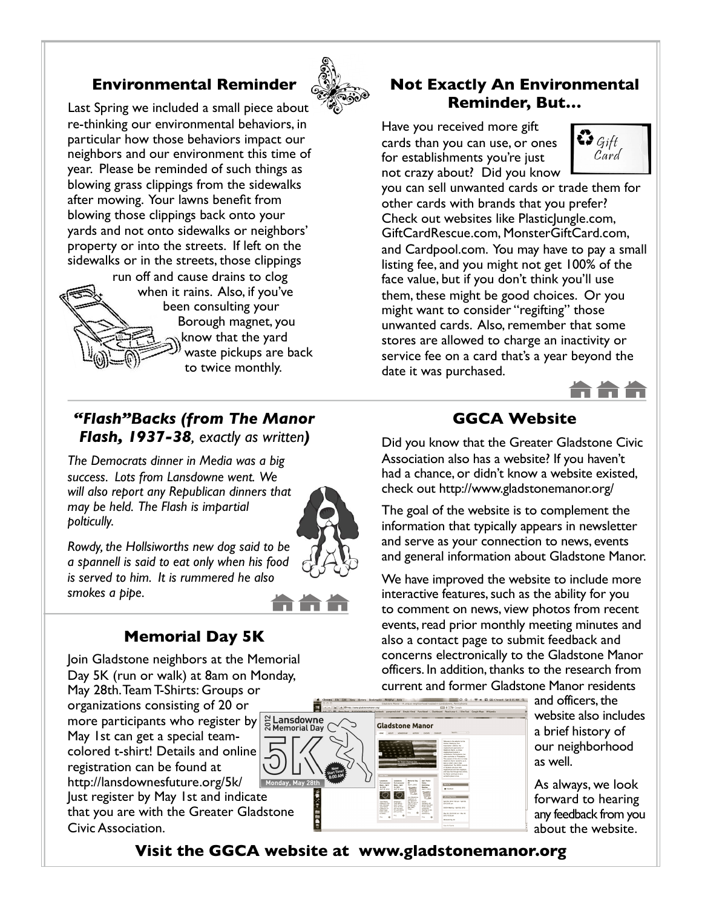## Environmental Reminder

Last Spring we included a small piece about re-thinking our environmental behaviors, in particular how those behaviors impact our neighbors and our environment this time of year. Please be reminded of such things as blowing grass clippings from the sidewalks after mowing. Your lawns benefit from blowing those clippings back onto your yards and not onto sidewalks or neighbors' property or into the streets. If left on the sidewalks or in the streets, those clippings run off and cause drains to clog when it rains. Also, if you've been consulting your Borough magnet, you know that the yard waste pickups are back to twice monthly.

## Not Exactly An Environmental Reminder, But…

Have you received more gift cards than you can use, or ones for establishments you're just not crazy about? Did you know you can sell unwanted cards or trade them for other cards with brands that you prefer? Check out websites like PlasticJungle.com, GiftCardRescue.com, MonsterGiftCard.com, and Cardpool.com. You may have to pay a small listing fee, and you might not get 100% of the face value, but if you don't think you'll use them, these might be good choices. Or you might want to consider "regifting" those unwanted cards. Also, remember that some stores are allowed to charge an inactivity or service fee on a card that's a year beyond the date it was purchased.

## *"Flash"Backs (from The Manor Flash, 1937-38, exactly as written)*

*The Democrats dinner in Media was a big success. Lots from Lansdowne went. We will also report any Republican dinners that may be held. The Flash is impartial polticully.*

*Rowdy, the Hollsiworths new dog said to be a spannell is said to eat only when his food is served to him. It is rummered he also smokes a pipe.*

## Memorial Day 5K

Join Gladstone neighbors at the Memorial Day 5K (run or walk) at 8am on Monday, May 28th. Team T-Shirts: Groups or organizations consisting of 20 or more participants who register by May 1st can get a special team-colored t-shirt! Details and online registration can be found at http://lansdownesfuture.org/5k/ Just register by May 1st and indicate that you are with the Greater Gladstone Civic Association.

## GGCA Website

Did you know that the Greater Gladstone Civic Association also has a website? If you haven't had a chance, or didn't know a website existed, check out http://www.gladstonemanor.org/

The goal of the website is to complement the information that typically appears in newsletter and serve as your connection to news, events and general information about Gladstone Manor.

We have improved the website to include more interactive features, such as the ability for you to comment on news, view photos from recent events, read prior monthly meeting minutes and also a contact page to submit feedback and concerns electronically to the Gladstone Manor officers. In addition, thanks to the research from current and former Gladstone Manor residents and officers, the website also includes a brief history of our neighborhood as well.

As always, we look forward to hearing any feedback from you about the website.

**Visit the GGCA website at www.gladstonemanor.org**